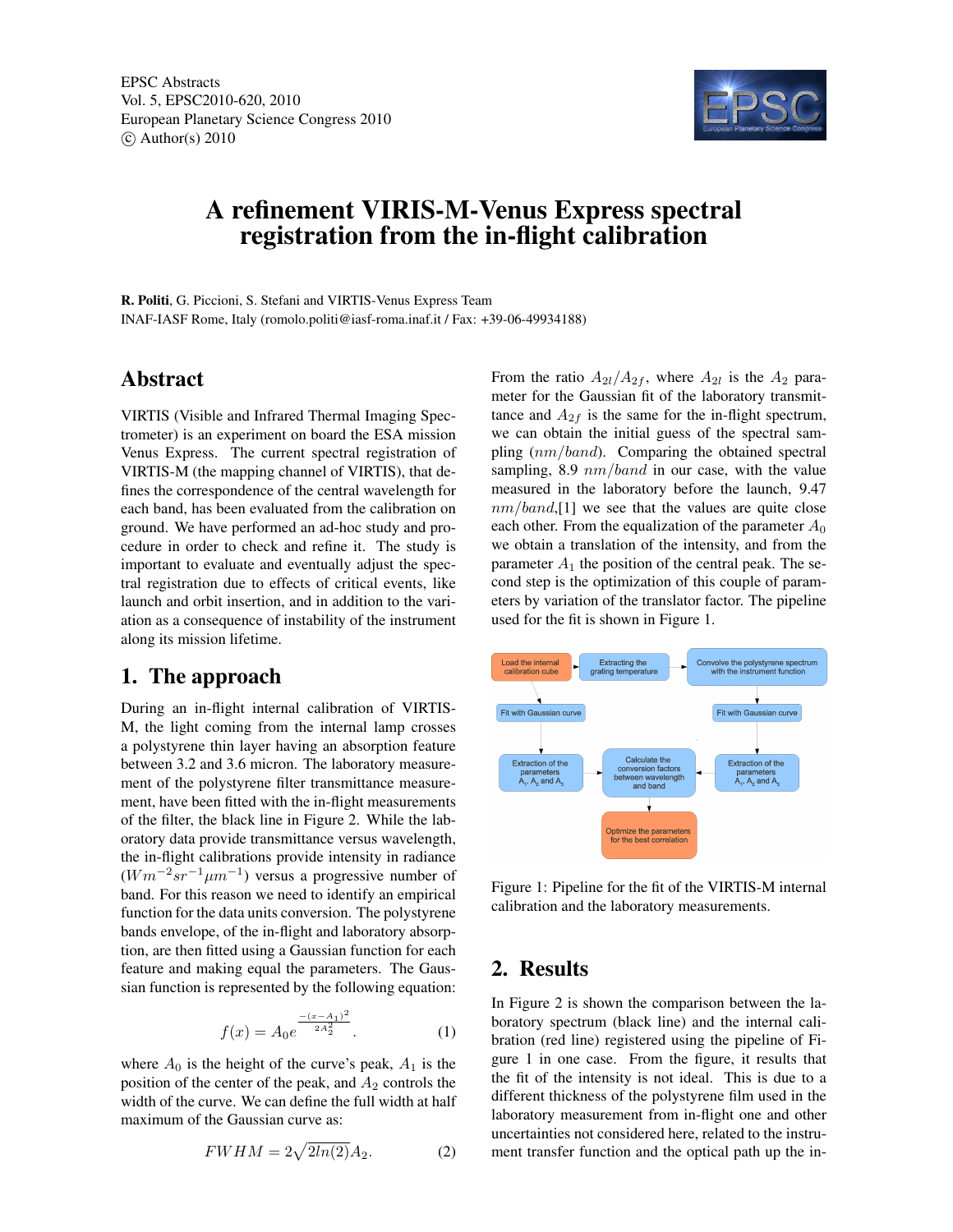EPSC Abstracts
Vol. 5, EPSC2010-620, 2010
European Planetary Science Congress 2010
© Author(s) 2010

# A refinement VIRIS-M-Venus Express spectral registration from the in-flight calibration

**R. Politi**, G. Piccioni, S. Stefani and VIRTIS-Venus Express Team
INAF-IASF Rome, Italy (romolo.politi@iasf-roma.inaf.it / Fax: +39-06-49934188)

## Abstract

VIRTIS (Visible and Infrared Thermal Imaging Spectrometer) is an experiment on board the ESA mission Venus Express. The current spectral registration of VIRTIS-M (the mapping channel of VIRTIS), that defines the correspondence of the central wavelength for each band, has been evaluated from the calibration on ground. We have performed an ad-hoc study and procedure in order to check and refine it. The study is important to evaluate and eventually adjust the spectral registration due to effects of critical events, like launch and orbit insertion, and in addition to the variation as a consequence of instability of the instrument along its mission lifetime.

## 1. The approach

During an in-flight internal calibration of VIRTIS-M, the light coming from the internal lamp crosses a polystyrene thin layer having an absorption feature between 3.2 and 3.6 micron. The laboratory measurement of the polystyrene filter transmittance measurement, have been fitted with the in-flight measurements of the filter, the black line in Figure 2. While the laboratory data provide transmittance versus wavelength, the in-flight calibrations provide intensity in radiance ($Wm^{-2}sr^{-1}\mu m^{-1}$) versus a progressive number of band. For this reason we need to identify an empirical function for the data units conversion. The polystyrene bands envelope, of the in-flight and laboratory absorption, are then fitted using a Gaussian function for each feature and making equal the parameters. The Gaussian function is represented by the following equation:

$$f(x) = A_0 e^{\frac{-(x-A_1)^2}{2A_2^2}}. \tag{1}$$

where $A_0$ is the height of the curve's peak, $A_1$ is the position of the center of the peak, and $A_2$ controls the width of the curve. We can define the full width at half maximum of the Gaussian curve as:

$$FWHM = 2\sqrt{2ln(2)}A_2. \tag{2}$$

From the ratio $A_{2l}/A_{2f}$, where $A_{2l}$ is the $A_2$ parameter for the Gaussian fit of the laboratory transmittance and $A_{2f}$ is the same for the in-flight spectrum, we can obtain the initial guess of the spectral sampling ($nm/band$). Comparing the obtained spectral sampling, 8.9 $nm/band$ in our case, with the value measured in the laboratory before the launch, 9.47 $nm/band$,[1] we see that the values are quite close each other. From the equalization of the parameter $A_0$ we obtain a translation of the intensity, and from the parameter $A_1$ the position of the central peak. The second step is the optimization of this couple of parameters by variation of the translator factor. The pipeline used for the fit is shown in Figure 1.

Load the internal calibration cube → Extracting the grating temperature → Convolve the polystyrene spectrum with the instrument function

Fit with Gaussian curve → Extraction of the parameters $A_1$, $A_2$ and $A_3$

Fit with Gaussian curve → Extraction of the parameters $A_1$, $A_2$ and $A_3$

Calculate the conversion factors between wavelength and band → Optimize the parameters for the best correlation

Figure 1: Pipeline for the fit of the VIRTIS-M internal calibration and the laboratory measurements.

## 2. Results

In Figure 2 is shown the comparison between the laboratory spectrum (black line) and the internal calibration (red line) registered using the pipeline of Figure 1 in one case. From the figure, it results that the fit of the intensity is not ideal. This is due to a different thickness of the polystyrene film used in the laboratory measurement from in-flight one and other uncertainties not considered here, related to the instrument transfer function and the optical path up the in-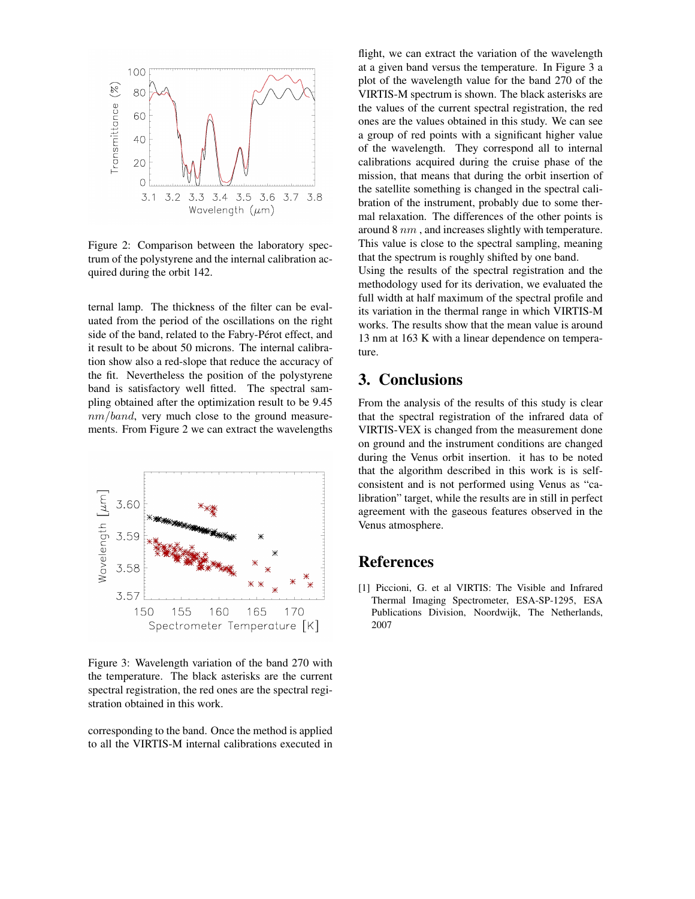100
80
60
40
20
0
Transmittance (%)
3.1 3.2 3.3 3.4 3.5 3.6 3.7 3.8
Wavelength ($\mu$m)

Figure 2: Comparison between the laboratory spectrum of the polystyrene and the internal calibration acquired during the orbit 142.

ternal lamp. The thickness of the filter can be evaluated from the period of the oscillations on the right side of the band, related to the Fabry-Pérot effect, and it result to be about 50 microns. The internal calibration show also a red-slope that reduce the accuracy of the fit. Nevertheless the position of the polystyrene band is satisfactory well fitted. The spectral sampling obtained after the optimization result to be 9.45 $nm/band$, very much close to the ground measurements. From Figure 2 we can extract the wavelengths

3.60
3.59
3.58
3.57
Wavelength [$\mu$m]
150 155 160 165 170
Spectrometer Temperature [K]

Figure 3: Wavelength variation of the band 270 with the temperature. The black asterisks are the current spectral registration, the red ones are the spectral registration obtained in this work.

corresponding to the band. Once the method is applied to all the VIRTIS-M internal calibrations executed in flight, we can extract the variation of the wavelength at a given band versus the temperature. In Figure 3 a plot of the wavelength value for the band 270 of the VIRTIS-M spectrum is shown. The black asterisks are the values of the current spectral registration, the red ones are the values obtained in this study. We can see a group of red points with a significant higher value of the wavelength. They correspond all to internal calibrations acquired during the cruise phase of the mission, that means that during the orbit insertion of the satellite something is changed in the spectral calibration of the instrument, probably due to some thermal relaxation. The differences of the other points is around 8 $nm$ , and increases slightly with temperature. This value is close to the spectral sampling, meaning that the spectrum is roughly shifted by one band.
Using the results of the spectral registration and the methodology used for its derivation, we evaluated the full width at half maximum of the spectral profile and its variation in the thermal range in which VIRTIS-M works. The results show that the mean value is around 13 nm at 163 K with a linear dependence on temperature.

## 3. Conclusions

From the analysis of the results of this study is clear that the spectral registration of the infrared data of VIRTIS-VEX is changed from the measurement done on ground and the instrument conditions are changed during the Venus orbit insertion. it has to be noted that the algorithm described in this work is is self-consistent and is not performed using Venus as "calibration" target, while the results are in still in perfect agreement with the gaseous features observed in the Venus atmosphere.

## References

[1] Piccioni, G. et al VIRTIS: The Visible and Infrared Thermal Imaging Spectrometer, ESA-SP-1295, ESA Publications Division, Noordwijk, The Netherlands, 2007